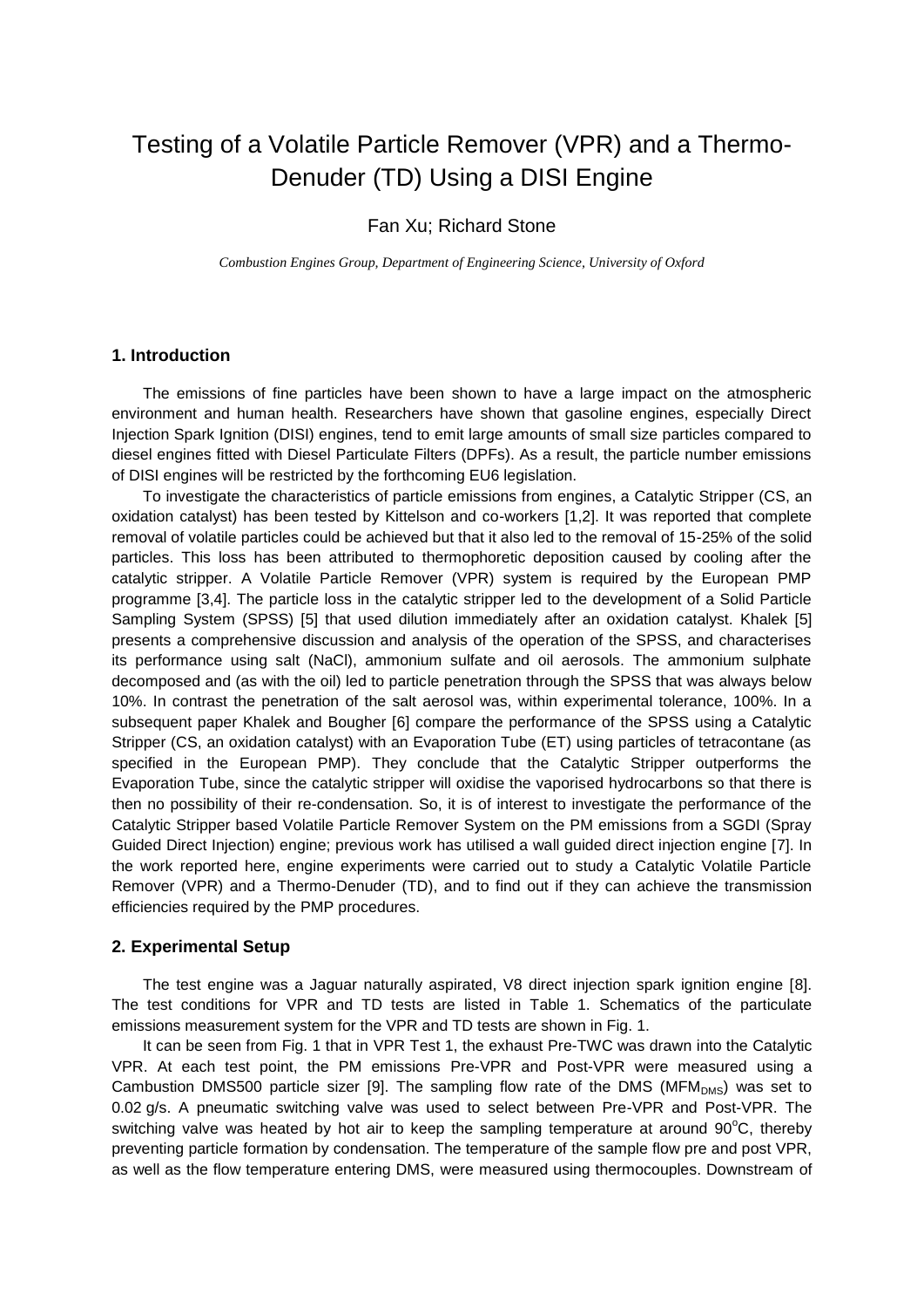# Testing of a Volatile Particle Remover (VPR) and a Thermo-Denuder (TD) Using a DISI Engine

Fan Xu; Richard Stone

*Combustion Engines Group, Department of Engineering Science, University of Oxford*

## 1. Introduction

The emissions of fine particles have been shown to have a large impact on the atmospheric environment and human health. Researchers have shown that gasoline engines, especially Direct Injection Spark Ignition (DISI) engines, tend to emit large amounts of small size particles compared to diesel engines fitted with Diesel Particulate Filters (DPFs). As a result, the particle number emissions of DISI engines will be restricted by the forthcoming EU6 legislation.

To investigate the characteristics of particle emissions from engines, a Catalytic Stripper (CS, an oxidation catalyst) has been tested by Kittelson and co-workers [1,2]. It was reported that complete removal of volatile particles could be achieved but that it also led to the removal of 15-25% of the solid particles. This loss has been attributed to thermophoretic deposition caused by cooling after the catalytic stripper. A Volatile Particle Remover (VPR) system is required by the European PMP programme [3,4]. The particle loss in the catalytic stripper led to the development of a Solid Particle Sampling System (SPSS) [5] that used dilution immediately after an oxidation catalyst. Khalek [5] presents a comprehensive discussion and analysis of the operation of the SPSS, and characterises its performance using salt (NaCl), ammonium sulfate and oil aerosols. The ammonium sulphate decomposed and (as with the oil) led to particle penetration through the SPSS that was always below 10%. In contrast the penetration of the salt aerosol was, within experimental tolerance, 100%. In a subsequent paper Khalek and Bougher [6] compare the performance of the SPSS using a Catalytic Stripper (CS, an oxidation catalyst) with an Evaporation Tube (ET) using particles of tetracontane (as specified in the European PMP). They conclude that the Catalytic Stripper outperforms the Evaporation Tube, since the catalytic stripper will oxidise the vaporised hydrocarbons so that there is then no possibility of their re-condensation. So, it is of interest to investigate the performance of the Catalytic Stripper based Volatile Particle Remover System on the PM emissions from a SGDI (Spray Guided Direct Injection) engine; previous work has utilised a wall guided direct injection engine [7]. In the work reported here, engine experiments were carried out to study a Catalytic Volatile Particle Remover (VPR) and a Thermo-Denuder (TD), and to find out if they can achieve the transmission efficiencies required by the PMP procedures.

## 2. Experimental Setup

The test engine was a Jaguar naturally aspirated, V8 direct injection spark ignition engine [8]. The test conditions for VPR and TD tests are listed in Table 1. Schematics of the particulate emissions measurement system for the VPR and TD tests are shown in Fig. 1.

It can be seen from Fig. 1 that in VPR Test 1, the exhaust Pre-TWC was drawn into the Catalytic VPR. At each test point, the PM emissions Pre-VPR and Post-VPR were measured using a Cambustion DMS500 particle sizer [9]. The sampling flow rate of the DMS ($MFM_{DMS}$) was set to 0.02 g/s. A pneumatic switching valve was used to select between Pre-VPR and Post-VPR. The switching valve was heated by hot air to keep the sampling temperature at around 90°C, thereby preventing particle formation by condensation. The temperature of the sample flow pre and post VPR, as well as the flow temperature entering DMS, were measured using thermocouples. Downstream of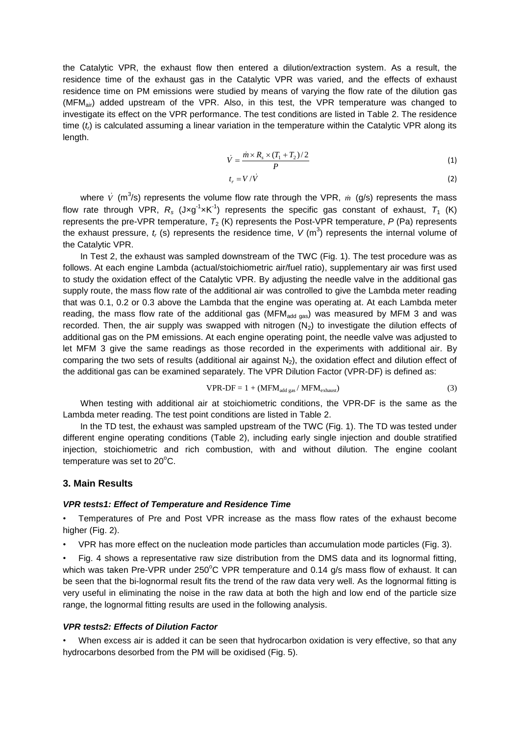the Catalytic VPR, the exhaust flow then entered a dilution/extraction system. As a result, the residence time of the exhaust gas in the Catalytic VPR was varied, and the effects of exhaust residence time on PM emissions were studied by means of varying the flow rate of the dilution gas ($MFM_{air}$) added upstream of the VPR. Also, in this test, the VPR temperature was changed to investigate its effect on the VPR performance. The test conditions are listed in Table 2. The residence time ($t_r$) is calculated assuming a linear variation in the temperature within the Catalytic VPR along its length.

$$\dot{V} = \frac{\dot{m} \times R_s \times (T_1 + T_2)/2}{P} \tag{1}$$

$$t_r = V / \dot{V} \tag{2}$$

where $\dot{V}$ (m$^3$/s) represents the volume flow rate through the VPR, $\dot{m}$ (g/s) represents the mass flow rate through VPR, $R_s$ (J×g$^{-1}$×K$^{-1}$) represents the specific gas constant of exhaust, $T_1$ (K) represents the pre-VPR temperature, $T_2$ (K) represents the Post-VPR temperature, $P$ (Pa) represents the exhaust pressure, $t_r$ (s) represents the residence time, $V$ (m$^3$) represents the internal volume of the Catalytic VPR.

In Test 2, the exhaust was sampled downstream of the TWC (Fig. 1). The test procedure was as follows. At each engine Lambda (actual/stoichiometric air/fuel ratio), supplementary air was first used to study the oxidation effect of the Catalytic VPR. By adjusting the needle valve in the additional gas supply route, the mass flow rate of the additional air was controlled to give the Lambda meter reading that was 0.1, 0.2 or 0.3 above the Lambda that the engine was operating at. At each Lambda meter reading, the mass flow rate of the additional gas ($MFM_{add\ gas}$) was measured by MFM 3 and was recorded. Then, the air supply was swapped with nitrogen ($N_2$) to investigate the dilution effects of additional gas on the PM emissions. At each engine operating point, the needle valve was adjusted to let MFM 3 give the same readings as those recorded in the experiments with additional air. By comparing the two sets of results (additional air against $N_2$), the oxidation effect and dilution effect of the additional gas can be examined separately. The VPR Dilution Factor (VPR-DF) is defined as:

$$\text{VPR-DF} = 1 + (\text{MFM}_{\text{add gas}} / \text{MFM}_{\text{exhaust}}) \tag{3}$$

When testing with additional air at stoichiometric conditions, the VPR-DF is the same as the Lambda meter reading. The test point conditions are listed in Table 2.

In the TD test, the exhaust was sampled upstream of the TWC (Fig. 1). The TD was tested under different engine operating conditions (Table 2), including early single injection and double stratified injection, stoichiometric and rich combustion, with and without dilution. The engine coolant temperature was set to 20$^{o}$C.

### 3. Main Results

#### *VPR tests1: Effect of Temperature and Residence Time*

- Temperatures of Pre and Post VPR increase as the mass flow rates of the exhaust become higher (Fig. 2).
- VPR has more effect on the nucleation mode particles than accumulation mode particles (Fig. 3).
- Fig. 4 shows a representative raw size distribution from the DMS data and its lognormal fitting, which was taken Pre-VPR under 250$^{o}$C VPR temperature and 0.14 g/s mass flow of exhaust. It can be seen that the bi-lognormal result fits the trend of the raw data very well. As the lognormal fitting is very useful in eliminating the noise in the raw data at both the high and low end of the particle size range, the lognormal fitting results are used in the following analysis.

#### *VPR tests2: Effects of Dilution Factor*

- When excess air is added it can be seen that hydrocarbon oxidation is very effective, so that any hydrocarbons desorbed from the PM will be oxidised (Fig. 5).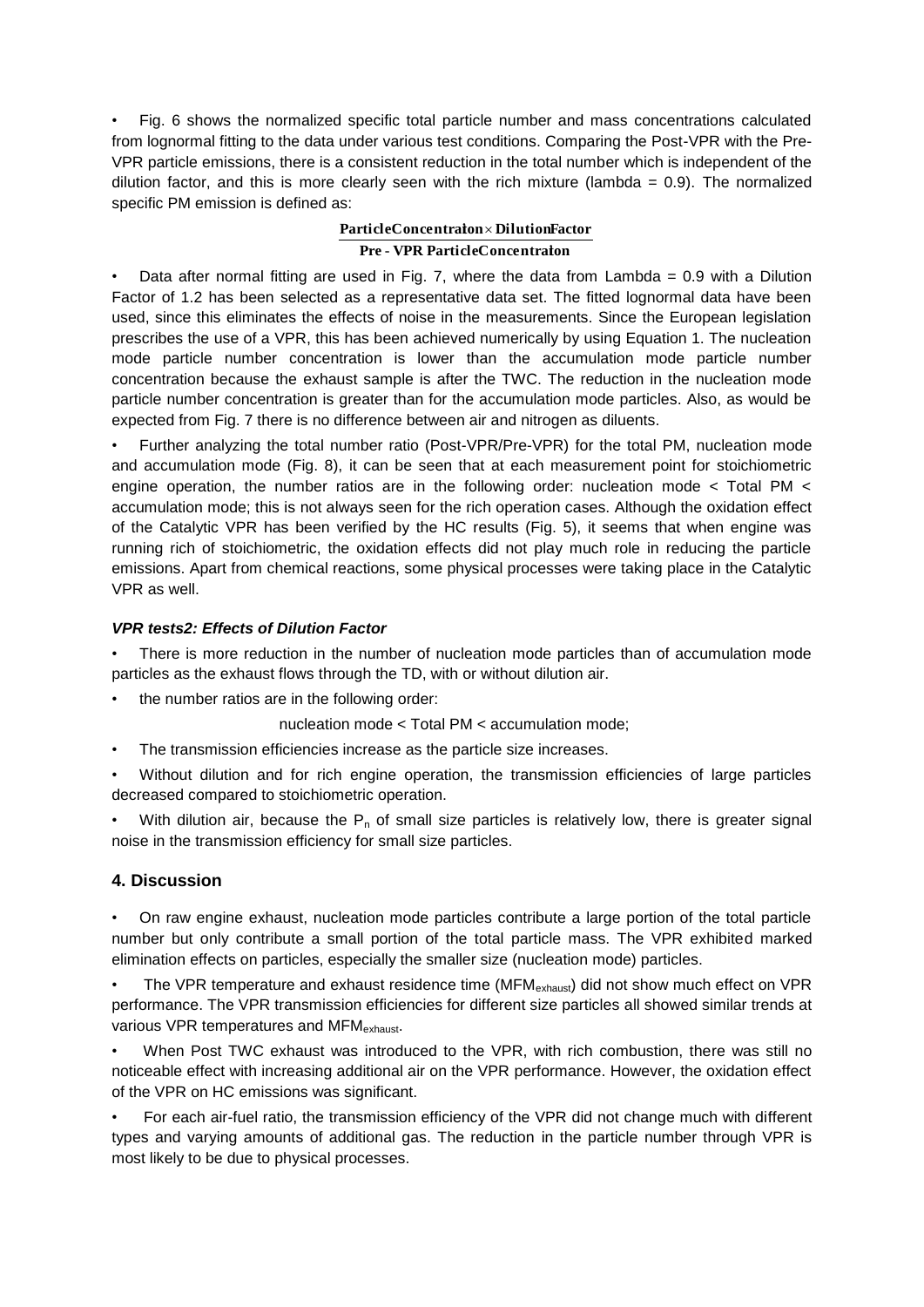- Fig. 6 shows the normalized specific total particle number and mass concentrations calculated from lognormal fitting to the data under various test conditions. Comparing the Post-VPR with the Pre-VPR particle emissions, there is a consistent reduction in the total number which is independent of the dilution factor, and this is more clearly seen with the rich mixture (lambda = 0.9). The normalized specific PM emission is defined as:

$$\frac{\textbf{Particle Concentration} \times \textbf{Dilution Factor}}{\textbf{Pre - VPR Particle Concentration}}$$

- Data after normal fitting are used in Fig. 7, where the data from Lambda = 0.9 with a Dilution Factor of 1.2 has been selected as a representative data set. The fitted lognormal data have been used, since this eliminates the effects of noise in the measurements. Since the European legislation prescribes the use of a VPR, this has been achieved numerically by using Equation 1. The nucleation mode particle number concentration is lower than the accumulation mode particle number concentration because the exhaust sample is after the TWC. The reduction in the nucleation mode particle number concentration is greater than for the accumulation mode particles. Also, as would be expected from Fig. 7 there is no difference between air and nitrogen as diluents.
- Further analyzing the total number ratio (Post-VPR/Pre-VPR) for the total PM, nucleation mode and accumulation mode (Fig. 8), it can be seen that at each measurement point for stoichiometric engine operation, the number ratios are in the following order: nucleation mode < Total PM < accumulation mode; this is not always seen for the rich operation cases. Although the oxidation effect of the Catalytic VPR has been verified by the HC results (Fig. 5), it seems that when engine was running rich of stoichiometric, the oxidation effects did not play much role in reducing the particle emissions. Apart from chemical reactions, some physical processes were taking place in the Catalytic VPR as well.

***VPR tests2: Effects of Dilution Factor***

- There is more reduction in the number of nucleation mode particles than of accumulation mode particles as the exhaust flows through the TD, with or without dilution air.
- the number ratios are in the following order:

  nucleation mode < Total PM < accumulation mode;
- The transmission efficiencies increase as the particle size increases.
- Without dilution and for rich engine operation, the transmission efficiencies of large particles decreased compared to stoichiometric operation.
- With dilution air, because the $P_n$ of small size particles is relatively low, there is greater signal noise in the transmission efficiency for small size particles.

## 4. Discussion

- On raw engine exhaust, nucleation mode particles contribute a large portion of the total particle number but only contribute a small portion of the total particle mass. The VPR exhibited marked elimination effects on particles, especially the smaller size (nucleation mode) particles.
- The VPR temperature and exhaust residence time ($MFM_{exhaust}$) did not show much effect on VPR performance. The VPR transmission efficiencies for different size particles all showed similar trends at various VPR temperatures and $MFM_{exhaust}$.
- When Post TWC exhaust was introduced to the VPR, with rich combustion, there was still no noticeable effect with increasing additional air on the VPR performance. However, the oxidation effect of the VPR on HC emissions was significant.
- For each air-fuel ratio, the transmission efficiency of the VPR did not change much with different types and varying amounts of additional gas. The reduction in the particle number through VPR is most likely to be due to physical processes.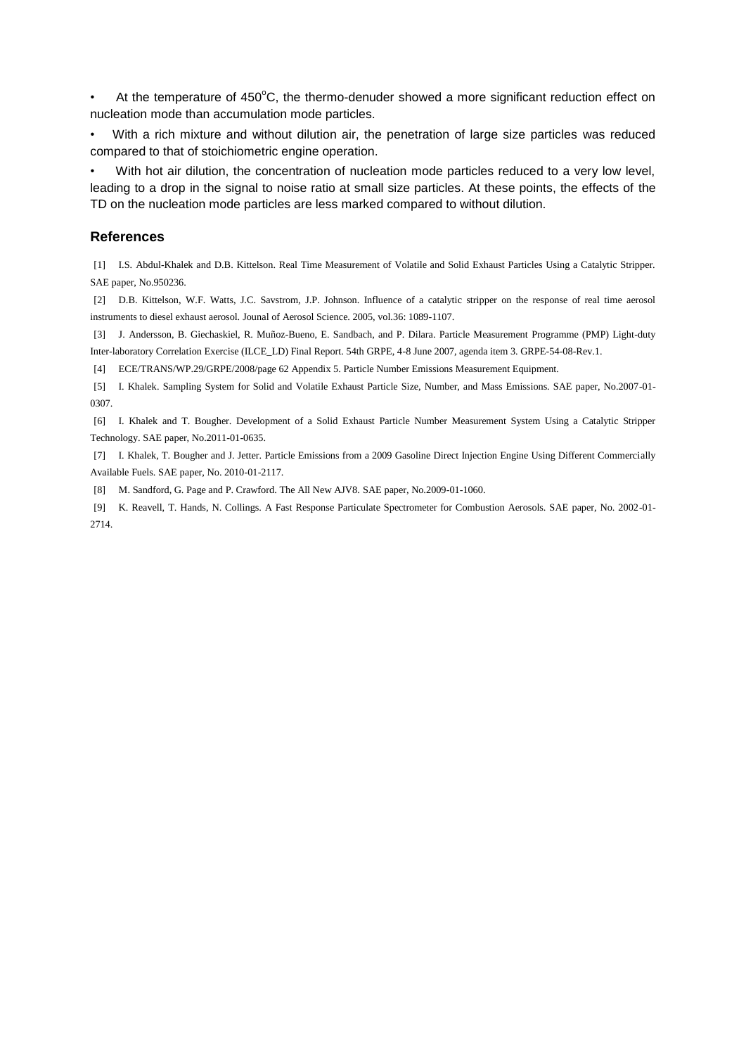- At the temperature of 450$^{o}$C, the thermo-denuder showed a more significant reduction effect on nucleation mode than accumulation mode particles.
- With a rich mixture and without dilution air, the penetration of large size particles was reduced compared to that of stoichiometric engine operation.
- With hot air dilution, the concentration of nucleation mode particles reduced to a very low level, leading to a drop in the signal to noise ratio at small size particles. At these points, the effects of the TD on the nucleation mode particles are less marked compared to without dilution.

## References

[1] I.S. Abdul-Khalek and D.B. Kittelson. Real Time Measurement of Volatile and Solid Exhaust Particles Using a Catalytic Stripper. SAE paper, No.950236.

[2] D.B. Kittelson, W.F. Watts, J.C. Savstrom, J.P. Johnson. Influence of a catalytic stripper on the response of real time aerosol instruments to diesel exhaust aerosol. Jounal of Aerosol Science. 2005, vol.36: 1089-1107.

[3] J. Andersson, B. Giechaskiel, R. Muñoz-Bueno, E. Sandbach, and P. Dilara. Particle Measurement Programme (PMP) Light-duty Inter-laboratory Correlation Exercise (ILCE_LD) Final Report. 54th GRPE, 4-8 June 2007, agenda item 3. GRPE-54-08-Rev.1.

[4] ECE/TRANS/WP.29/GRPE/2008/page 62 Appendix 5. Particle Number Emissions Measurement Equipment.

[5] I. Khalek. Sampling System for Solid and Volatile Exhaust Particle Size, Number, and Mass Emissions. SAE paper, No.2007-01-0307.

[6] I. Khalek and T. Bougher. Development of a Solid Exhaust Particle Number Measurement System Using a Catalytic Stripper Technology. SAE paper, No.2011-01-0635.

[7] I. Khalek, T. Bougher and J. Jetter. Particle Emissions from a 2009 Gasoline Direct Injection Engine Using Different Commercially Available Fuels. SAE paper, No. 2010-01-2117.

[8] M. Sandford, G. Page and P. Crawford. The All New AJV8. SAE paper, No.2009-01-1060.

[9] K. Reavell, T. Hands, N. Collings. A Fast Response Particulate Spectrometer for Combustion Aerosols. SAE paper, No. 2002-01-2714.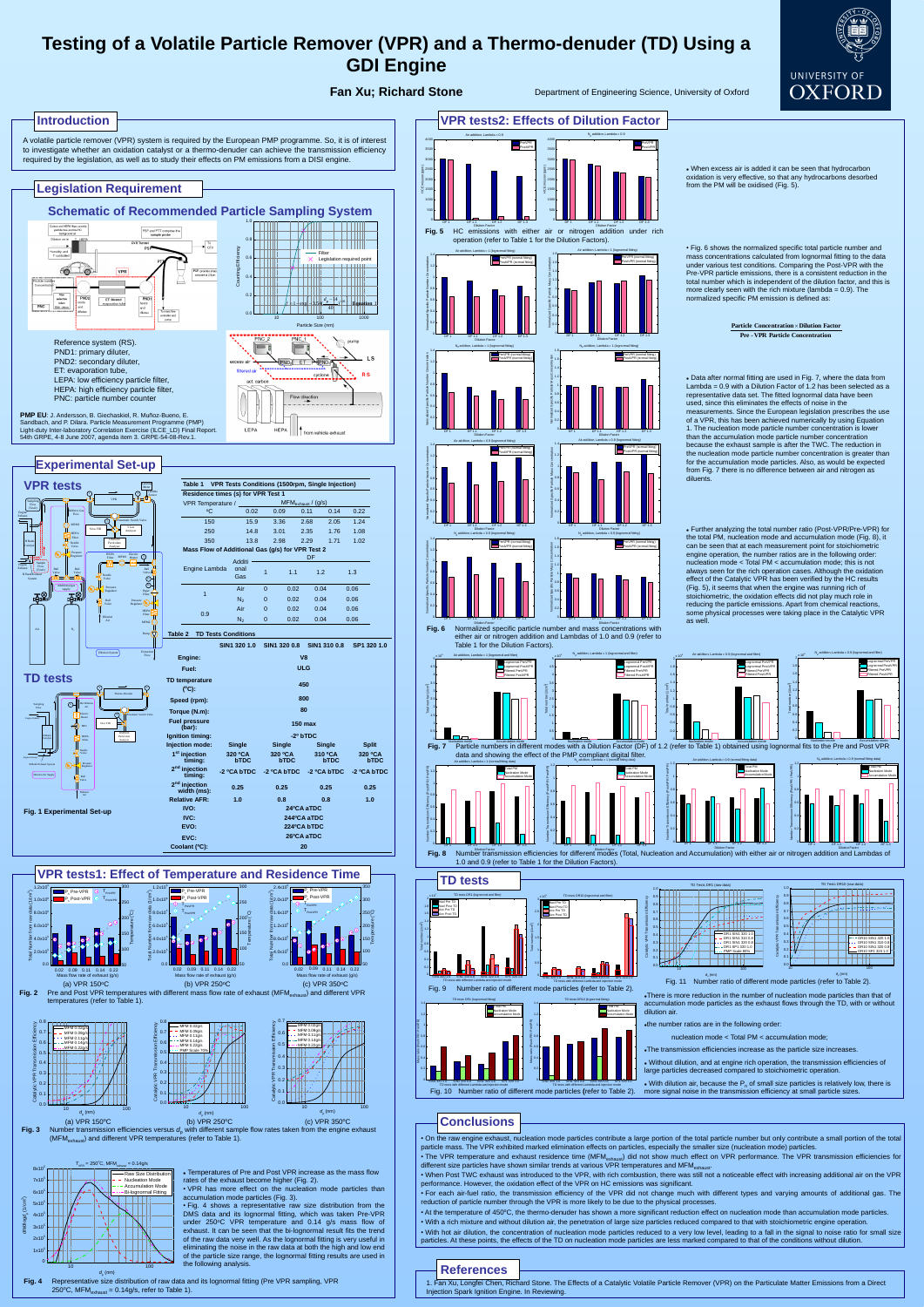# Testing of a Volatile Particle Remover (VPR) and a Thermo-denuder (TD) Using a GDI Engine

**Fan Xu; Richard Stone**

Department of Engineering Science, University of Oxford

UNIVERSITY OF OXFORD

## Introduction

A volatile particle remover (VPR) system is required by the European PMP programme. So, it is of interest to investigate whether an oxidation catalyst or a thermo-denuder can achieve the transmission efficiency required by the legislation, as well as to study their effects on PM emissions from a DISI engine.

## Legislation Requirement

### Schematic of Recommended Particle Sampling System

Reference system (RS).
PND1: primary diluter,
PND2: secondary diluter,
ET: evaporation tube,
LEPA: low efficiency particle filter,
HEPA: high efficiency particle filter,
PNC: particle number counter

**PMP EU**: J. Andersson, B. Giechaskiel, R. Muñoz-Bueno, E. Sandbach, and P. Dilara. Particle Measurement Programme (PMP) Light-duty Inter-laboratory Correlation Exercise (ILCE_LD) Final Report. 54th GRPE, 4-8 June 2007, agenda item 3. GRPE-54-08-Rev.1.

## Experimental Set-up

### VPR tests

### TD tests

**Fig. 1 Experimental Set-up**

**Table 1 VPR Tests Conditions (1500rpm, Single Injection)**

Residence times (s) for VPR Test 1

| VPR Temperature / °C | $MFM_{exhaust}$ / (g/s) 0.02 | 0.09 | 0.11 | 0.14 | 0.22 |
|---|---|---|---|---|---|
| 150 | 15.9 | 3.36 | 2.68 | 2.05 | 1.24 |
| 250 | 14.8 | 3.01 | 2.35 | 1.76 | 1.08 |
| 350 | 13.8 | 2.98 | 2.29 | 1.71 | 1.02 |

Mass Flow of Additional Gas (g/s) for VPR Test 2

| Engine Lambda | Additional Gas | DF 1 | 1.1 | 1.2 | 1.3 |
|---|---|---|---|---|---|
| 1 | Air | 0 | 0.02 | 0.04 | 0.06 |
| | $N_2$ | 0 | 0.02 | 0.04 | 0.06 |
| 0.9 | Air | 0 | 0.02 | 0.04 | 0.06 |
| | $N_2$ | 0 | 0.02 | 0.04 | 0.06 |

**Table 2 TD Tests Conditions**

| | SIN1 320 1.0 | SIN1 320 0.8 | SIN1 310 0.8 | SP1 320 1.0 |
|---|---|---|---|---|
| Engine: | V8 | | | |
| Fuel: | ULG | | | |
| TD temperature (°C): | 450 | | | |
| Speed (rpm): | 800 | | | |
| Torque (N.m): | 80 | | | |
| Fuel pressure (bar): | 150 max | | | |
| Ignition timing: | -2° bTDC | | | |
| Injection mode: | Single | Single | Single | Split |
| 1st injection timing: | 320 °CA bTDC | 320 °CA bTDC | 310 °CA bTDC | 320 °CA bTDC |
| 2nd injection timing: | -2 °CA bTDC | -2 °CA bTDC | -2 °CA bTDC | -2 °CA bTDC |
| 2nd injection width (ms): | 0.25 | 0.25 | 0.25 | 0.25 |
| Relative AFR: | 1.0 | 0.8 | 0.8 | 1.0 |
| IVO: | 24°CA aTDC | | | |
| IVC: | 244°CA aTDC | | | |
| EVO: | 224°CA bTDC | | | |
| EVC: | 26°CA aTDC | | | |
| Coolant (°C): | 20 | | | |

## VPR tests1: Effect of Temperature and Residence Time

(a) VPR 150°C (b) VPR 250°C (c) VPR 350°C

**Fig. 2** Pre and Post VPR temperatures with different mass flow rate of exhaust ($MFM_{exhaust}$) and different VPR temperatures (refer to Table 1).

(a) VPR 150°C (b) VPR 250°C (c) VPR 350°C

**Fig. 3** Number transmission efficiencies versus $d_p$ with different sample flow rates taken from the engine exhaust ($MFM_{exhaust}$) and different VPR temperatures (refer to Table 1).

$T_{VPR}$ = 250°C, $MFM_{exhaust}$ = 0.14g/s

**Fig. 4** Representative size distribution of raw data and its lognormal fitting (Pre VPR sampling, VPR 250°C, $MFM_{exhaust}$ = 0.14g/s, refer to Table 1).

- Temperatures of Pre and Post VPR increase as the mass flow rates of the exhaust become higher (Fig. 2).
- VPR has more effect on the nucleation mode particles than accumulation mode particles (Fig. 3).
- Fig. 4 shows a representative raw size distribution from the DMS data and its lognormal fitting, which was taken Pre-VPR under 250°C VPR temperature and 0.14 g/s mass flow of exhaust. It can be seen that the bi-lognormal result fits the trend of the raw data very well. As the lognormal fitting is very useful in eliminating the noise in the raw data at both the high and low end of the particle size range, the lognormal fitting results are used in the following analysis.

## VPR tests2: Effects of Dilution Factor

**Fig. 5** HC emissions with either air or nitrogen addition under rich operation (refer to Table 1 for the Dilution Factors).

**Fig. 6** Normalized specific particle number and mass concentrations with either air or nitrogen addition and Lambdas of 1.0 and 0.9 (refer to Table 1 for the Dilution Factors).

**Fig. 7** Particle numbers in different modes with a Dilution Factor (DF) of 1.2 (refer to Table 1) obtained using lognormal fits to the Pre and Post VPR data and showing the effect of the PMP compliant digital filter.

**Fig. 8** Number transmission efficiencies for different modes (Total, Nucleation and Accumulation) with either air or nitrogen addition and Lambdas of 1.0 and 0.9 (refer to Table 1 for the Dilution Factors).

- When excess air is added it can be seen that hydrocarbon oxidation is very effective, so that any hydrocarbons desorbed from the PM will be oxidised (Fig. 5).
- Fig. 6 shows the normalized specific total particle number and mass concentrations calculated from lognormal fitting to the data under various test conditions. Comparing the Post-VPR with the Pre-VPR particle emissions, there is a consistent reduction in the total number which is independent of the dilution factor, and this is more clearly seen with the rich mixture (lambda = 0.9). The normalized specific PM emission is defined as:

$$\frac{\text{Particle Concentration} \times \text{Dilution Factor}}{\text{Pre - VPR Particle Concentration}}$$

- Data after normal fitting are used in Fig. 7, where the data from Lambda = 0.9 with a Dilution Factor of 1.2 has been selected as a representative data set. The fitted lognormal data have been used, since this eliminates the effects of noise in the measurements. Since the European legislation prescribes the use of a VPR, this has been achieved numerically by using Equation 1. The nucleation mode particle number concentration is lower than the accumulation mode particle number concentration because the exhaust sample is after the TWC. The reduction in the nucleation mode particle number concentration is greater than for the accumulation mode particles. Also, as would be expected from Fig. 7 there is no difference between air and nitrogen as diluents.
- Further analyzing the total number ratio (Post-VPR/Pre-VPR) for the total PM, nucleation mode and accumulation mode (Fig. 8), it can be seen that at each measurement point for stoichiometric engine operation, the number ratios are in the following order: nucleation mode < Total PM < accumulation mode; this is not always seen for the rich operation cases. Although the oxidation effect of the Catalytic VPR has been verified by the HC results (Fig. 5), it seems that when the engine was running rich of stoichiometric, the oxidation effects did not play much role in reducing the particle emissions. Apart from chemical reactions, some physical processes were taking place in the Catalytic VPR as well.

## TD tests

Fig. 9 Number ratio of different mode particles (refer to Table 2).

Fig. 10 Number ratio of different mode particles (refer to Table 2).

Fig. 11 Number ratio of different mode particles (refer to Table 2).

- There is more reduction in the number of nucleation mode particles than that of accumulation mode particles as the exhaust flows through the TD, with or without dilution air.
- the number ratios are in the following order:

  nucleation mode < Total PM < accumulation mode;

- The transmission efficiencies increase as the particle size increases.
- Without dilution, and at engine rich operation, the transmission efficiencies of large particles decreased compared to stoichiometric operation.
- With dilution air, because the $P_n$ of small size particles is relatively low, there is more signal noise in the transmission efficiency at small particle sizes.

## Conclusions

- On the raw engine exhaust, nucleation mode particles contribute a large portion of the total particle number but only contribute a small portion of the total particle mass. The VPR exhibited marked elimination effects on particles, especially the smaller size (nucleation mode) particles.
- The VPR temperature and exhaust residence time ($MFM_{exhaust}$) did not show much effect on VPR performance. The VPR transmission efficiencies for different size particles have shown similar trends at various VPR temperatures and $MFM_{exhaust}$.
- When Post TWC exhaust was introduced to the VPR, with rich combustion, there was still not a noticeable effect with increasing additional air on the VPR performance. However, the oxidation effect of the VPR on HC emissions was significant.
- For each air-fuel ratio, the transmission efficiency of the VPR did not change much with different types and varying amounts of additional gas. The reduction of particle number through the VPR is more likely to be due to the physical processes.
- At the temperature of 450°C, the thermo-denuder has shown a more significant reduction effect on nucleation mode than accumulation mode particles.
- With a rich mixture and without dilution air, the penetration of large size particles reduced compared to that with stoichiometric engine operation.
- With hot air dilution, the concentration of nucleation mode particles reduced to a very low level, leading to a fall in the signal to noise ratio for small size particles. At these points, the effects of the TD on nucleation mode particles are less marked compared to that of the conditions without dilution.

## References

1. Fan Xu, Longfei Chen, Richard Stone. The Effects of a Catalytic Volatile Particle Remover (VPR) on the Particulate Matter Emissions from a Direct Injection Spark Ignition Engine. In Reviewing.